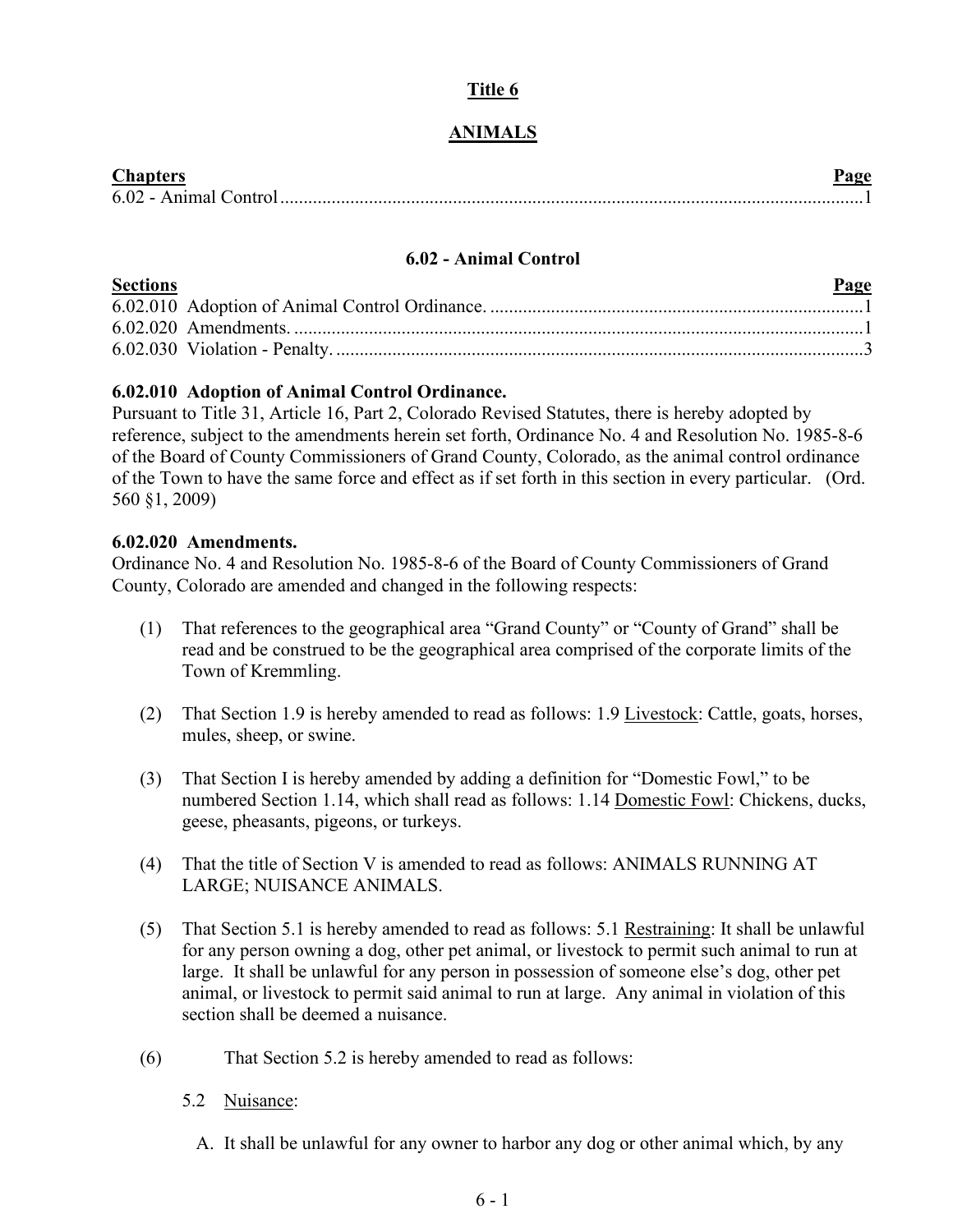# Title 6

# ANIMALS

| Chapters | Page |
|---|---|
| 6.02 - Animal Control | 1 |

## 6.02 - Animal Control

| Sections | Page |
|---|---|
| 6.02.010 Adoption of Animal Control Ordinance. | 1 |
| 6.02.020 Amendments. | 1 |
| 6.02.030 Violation - Penalty. | 3 |

### 6.02.010 Adoption of Animal Control Ordinance.

Pursuant to Title 31, Article 16, Part 2, Colorado Revised Statutes, there is hereby adopted by reference, subject to the amendments herein set forth, Ordinance No. 4 and Resolution No. 1985-8-6 of the Board of County Commissioners of Grand County, Colorado, as the animal control ordinance of the Town to have the same force and effect as if set forth in this section in every particular. (Ord. 560 §1, 2009)

### 6.02.020 Amendments.

Ordinance No. 4 and Resolution No. 1985-8-6 of the Board of County Commissioners of Grand County, Colorado are amended and changed in the following respects:

(1) That references to the geographical area "Grand County" or "County of Grand" shall be read and be construed to be the geographical area comprised of the corporate limits of the Town of Kremmling.

(2) That Section 1.9 is hereby amended to read as follows: 1.9 Livestock: Cattle, goats, horses, mules, sheep, or swine.

(3) That Section I is hereby amended by adding a definition for "Domestic Fowl," to be numbered Section 1.14, which shall read as follows: 1.14 Domestic Fowl: Chickens, ducks, geese, pheasants, pigeons, or turkeys.

(4) That the title of Section V is amended to read as follows: ANIMALS RUNNING AT LARGE; NUISANCE ANIMALS.

(5) That Section 5.1 is hereby amended to read as follows: 5.1 Restraining: It shall be unlawful for any person owning a dog, other pet animal, or livestock to permit such animal to run at large. It shall be unlawful for any person in possession of someone else's dog, other pet animal, or livestock to permit said animal to run at large. Any animal in violation of this section shall be deemed a nuisance.

(6) That Section 5.2 is hereby amended to read as follows:

5.2 Nuisance:

A. It shall be unlawful for any owner to harbor any dog or other animal which, by any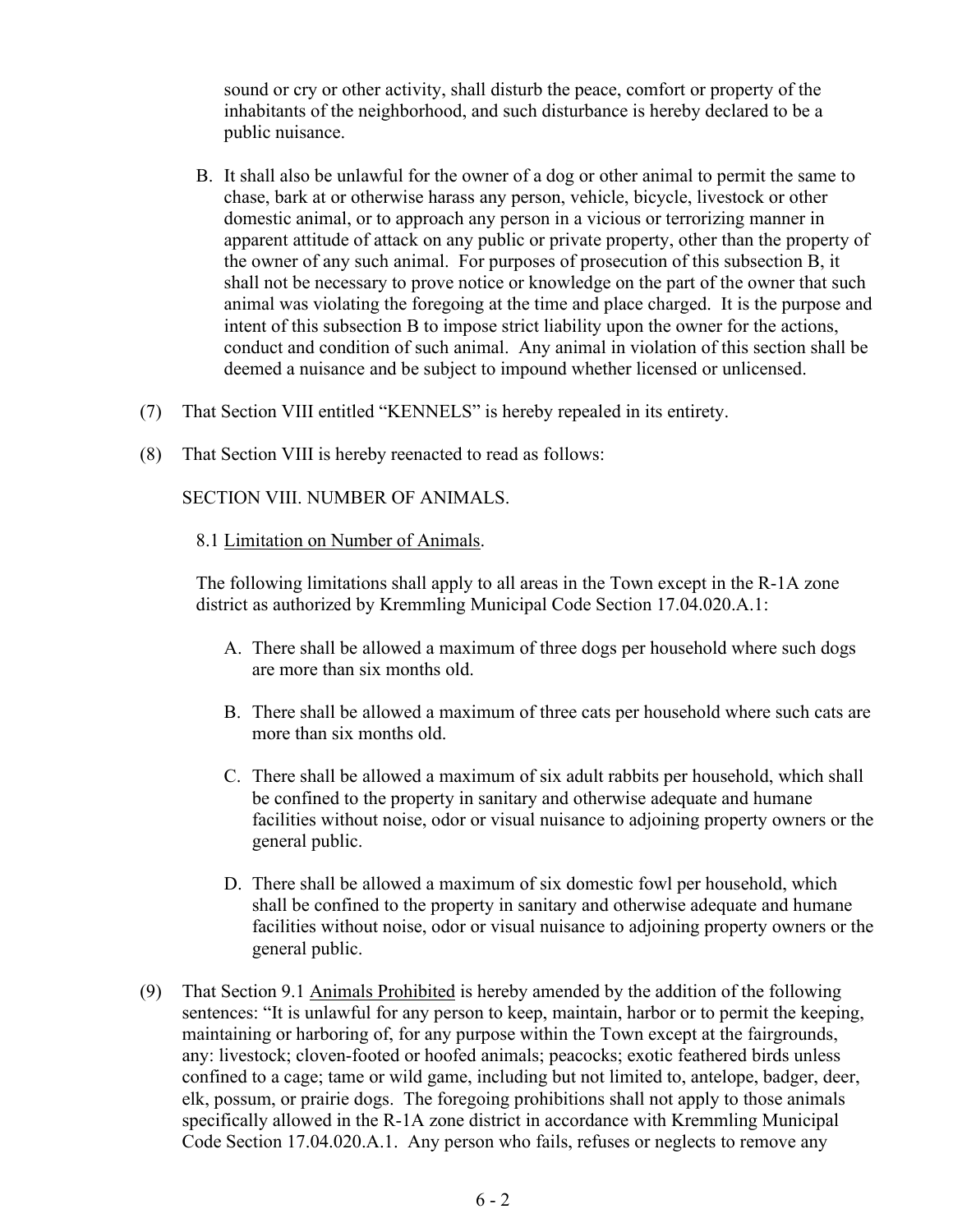sound or cry or other activity, shall disturb the peace, comfort or property of the inhabitants of the neighborhood, and such disturbance is hereby declared to be a public nuisance.

B. It shall also be unlawful for the owner of a dog or other animal to permit the same to chase, bark at or otherwise harass any person, vehicle, bicycle, livestock or other domestic animal, or to approach any person in a vicious or terrorizing manner in apparent attitude of attack on any public or private property, other than the property of the owner of any such animal. For purposes of prosecution of this subsection B, it shall not be necessary to prove notice or knowledge on the part of the owner that such animal was violating the foregoing at the time and place charged. It is the purpose and intent of this subsection B to impose strict liability upon the owner for the actions, conduct and condition of such animal. Any animal in violation of this section shall be deemed a nuisance and be subject to impound whether licensed or unlicensed.

(7) That Section VIII entitled "KENNELS" is hereby repealed in its entirety.

(8) That Section VIII is hereby reenacted to read as follows:

SECTION VIII. NUMBER OF ANIMALS.

8.1 Limitation on Number of Animals.

The following limitations shall apply to all areas in the Town except in the R-1A zone district as authorized by Kremmling Municipal Code Section 17.04.020.A.1:

A. There shall be allowed a maximum of three dogs per household where such dogs are more than six months old.

B. There shall be allowed a maximum of three cats per household where such cats are more than six months old.

C. There shall be allowed a maximum of six adult rabbits per household, which shall be confined to the property in sanitary and otherwise adequate and humane facilities without noise, odor or visual nuisance to adjoining property owners or the general public.

D. There shall be allowed a maximum of six domestic fowl per household, which shall be confined to the property in sanitary and otherwise adequate and humane facilities without noise, odor or visual nuisance to adjoining property owners or the general public.

(9) That Section 9.1 Animals Prohibited is hereby amended by the addition of the following sentences: "It is unlawful for any person to keep, maintain, harbor or to permit the keeping, maintaining or harboring of, for any purpose within the Town except at the fairgrounds, any: livestock; cloven-footed or hoofed animals; peacocks; exotic feathered birds unless confined to a cage; tame or wild game, including but not limited to, antelope, badger, deer, elk, possum, or prairie dogs. The foregoing prohibitions shall not apply to those animals specifically allowed in the R-1A zone district in accordance with Kremmling Municipal Code Section 17.04.020.A.1. Any person who fails, refuses or neglects to remove any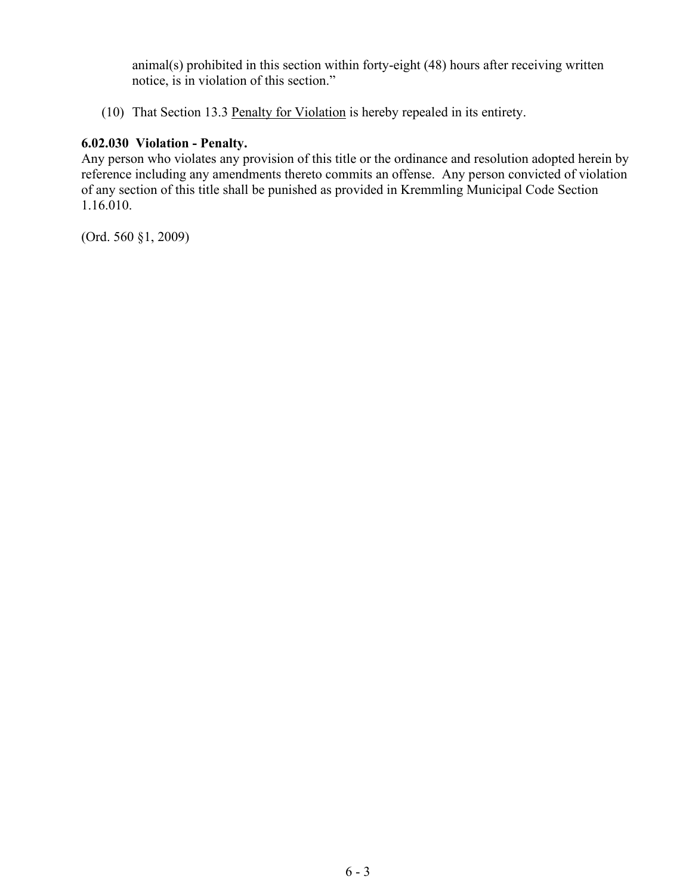animal(s) prohibited in this section within forty-eight (48) hours after receiving written notice, is in violation of this section."

(10) That Section 13.3 Penalty for Violation is hereby repealed in its entirety.

**6.02.030 Violation - Penalty.**
Any person who violates any provision of this title or the ordinance and resolution adopted herein by reference including any amendments thereto commits an offense. Any person convicted of violation of any section of this title shall be punished as provided in Kremmling Municipal Code Section 1.16.010.

(Ord. 560 §1, 2009)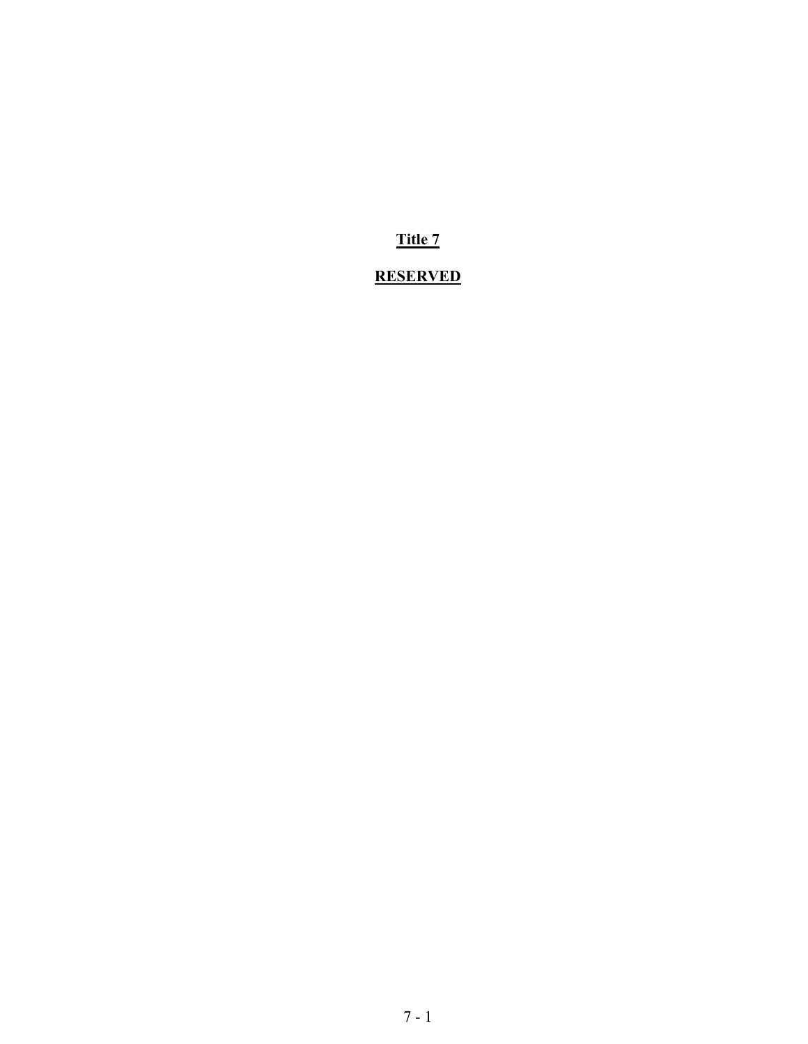# Title 7

## RESERVED